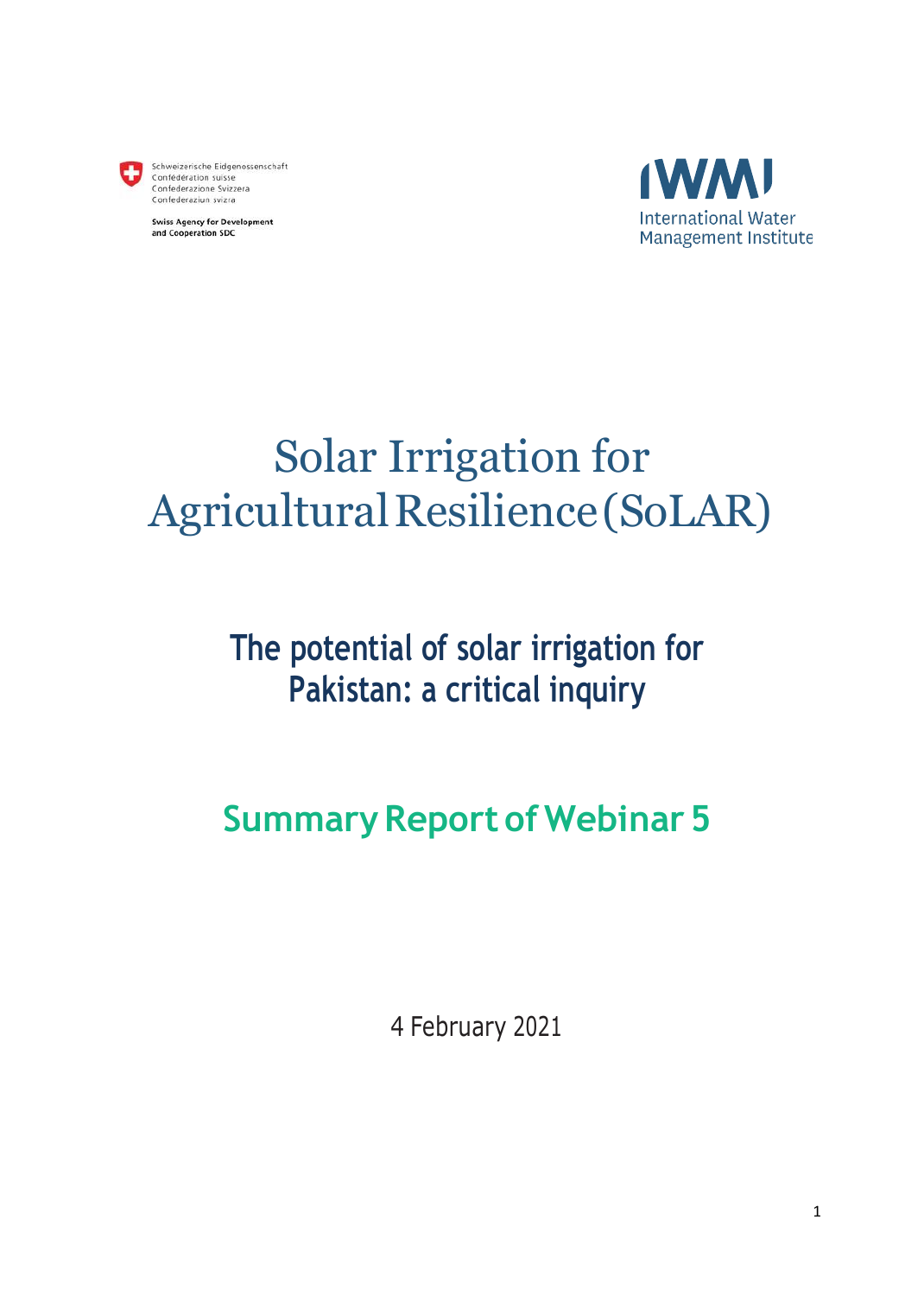Schweizerische Eidgenossenschaft
Confédération suisse
Confederazione Svizzera
Confederaziun svizra

Swiss Agency for Development
and Cooperation SDC

IWMI
International Water
Management Institute

# Solar Irrigation for Agricultural Resilience (SoLAR)

## The potential of solar irrigation for Pakistan: a critical inquiry

## Summary Report of Webinar 5

4 February 2021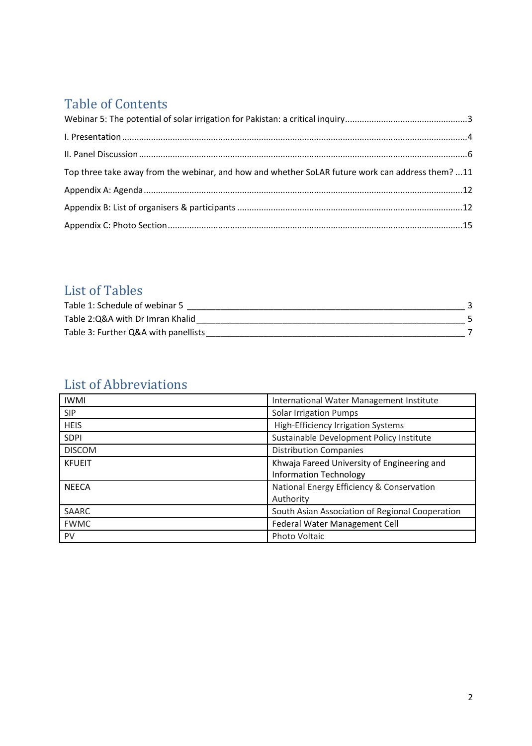# Table of Contents

Webinar 5: The potential of solar irrigation for Pakistan: a critical inquiry....3

I. Presentation....4

II. Panel Discussion....6

Top three take away from the webinar, and how and whether SoLAR future work can address them? ...11

Appendix A: Agenda....12

Appendix B: List of organisers & participants....12

Appendix C: Photo Section....15

# List of Tables

Table 1: Schedule of webinar 5 ____ 3

Table 2:Q&A with Dr Imran Khalid ____ 5

Table 3: Further Q&A with panellists ____ 7

# List of Abbreviations

| | |
|---|---|
| IWMI | International Water Management Institute |
| SIP | Solar Irrigation Pumps |
| HEIS | High-Efficiency Irrigation Systems |
| SDPI | Sustainable Development Policy Institute |
| DISCOM | Distribution Companies |
| KFUEIT | Khwaja Fareed University of Engineering and Information Technology |
| NEECA | National Energy Efficiency & Conservation Authority |
| SAARC | South Asian Association of Regional Cooperation |
| FWMC | Federal Water Management Cell |
| PV | Photo Voltaic |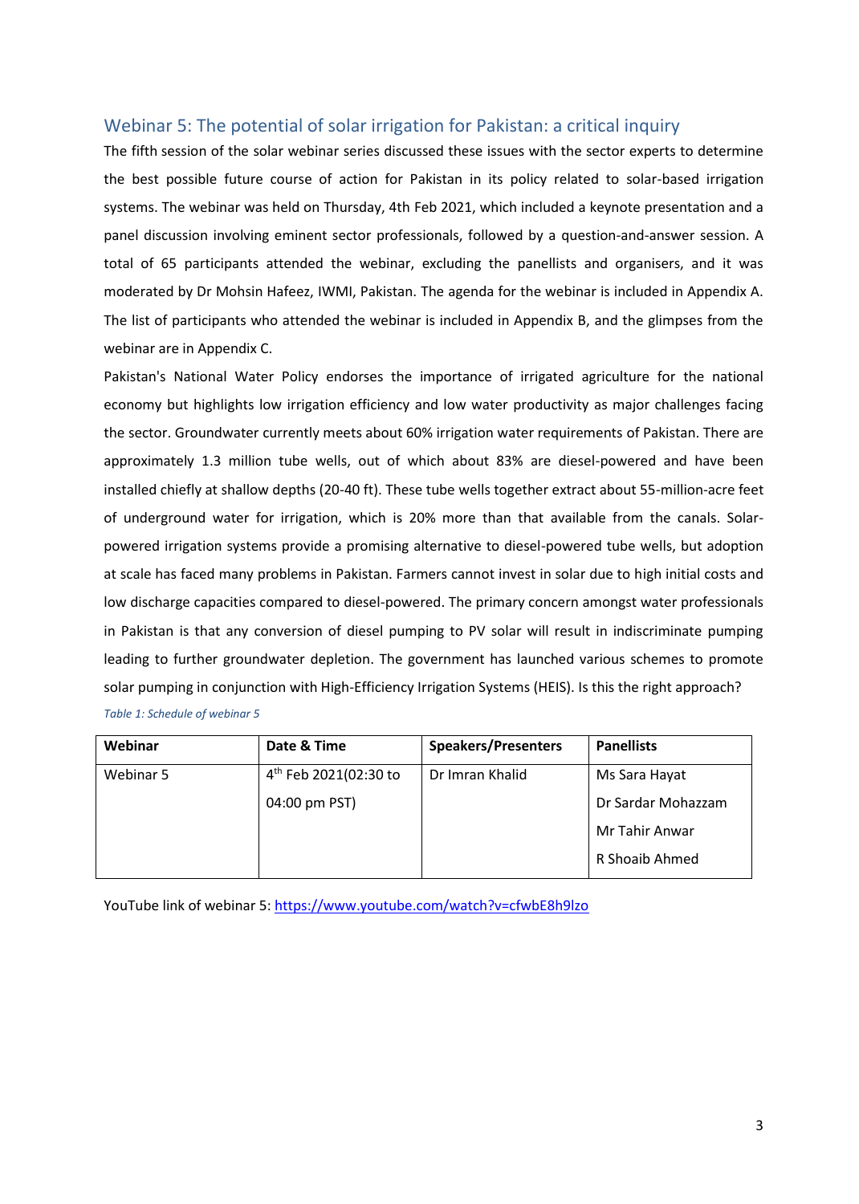## Webinar 5: The potential of solar irrigation for Pakistan: a critical inquiry

The fifth session of the solar webinar series discussed these issues with the sector experts to determine the best possible future course of action for Pakistan in its policy related to solar-based irrigation systems. The webinar was held on Thursday, 4th Feb 2021, which included a keynote presentation and a panel discussion involving eminent sector professionals, followed by a question-and-answer session. A total of 65 participants attended the webinar, excluding the panellists and organisers, and it was moderated by Dr Mohsin Hafeez, IWMI, Pakistan. The agenda for the webinar is included in Appendix A. The list of participants who attended the webinar is included in Appendix B, and the glimpses from the webinar are in Appendix C.

Pakistan's National Water Policy endorses the importance of irrigated agriculture for the national economy but highlights low irrigation efficiency and low water productivity as major challenges facing the sector. Groundwater currently meets about 60% irrigation water requirements of Pakistan. There are approximately 1.3 million tube wells, out of which about 83% are diesel-powered and have been installed chiefly at shallow depths (20-40 ft). These tube wells together extract about 55-million-acre feet of underground water for irrigation, which is 20% more than that available from the canals. Solar-powered irrigation systems provide a promising alternative to diesel-powered tube wells, but adoption at scale has faced many problems in Pakistan. Farmers cannot invest in solar due to high initial costs and low discharge capacities compared to diesel-powered. The primary concern amongst water professionals in Pakistan is that any conversion of diesel pumping to PV solar will result in indiscriminate pumping leading to further groundwater depletion. The government has launched various schemes to promote solar pumping in conjunction with High-Efficiency Irrigation Systems (HEIS). Is this the right approach?

*Table 1: Schedule of webinar 5*

| Webinar | Date & Time | Speakers/Presenters | Panellists |
|---|---|---|---|
| Webinar 5 | 4th Feb 2021(02:30 to 04:00 pm PST) | Dr Imran Khalid | Ms Sara Hayat<br>Dr Sardar Mohazzam<br>Mr Tahir Anwar<br>R Shoaib Ahmed |

YouTube link of webinar 5: [https://www.youtube.com/watch?v=cfwbE8h9lzo](https://www.youtube.com/watch?v=cfwbE8h9lzo)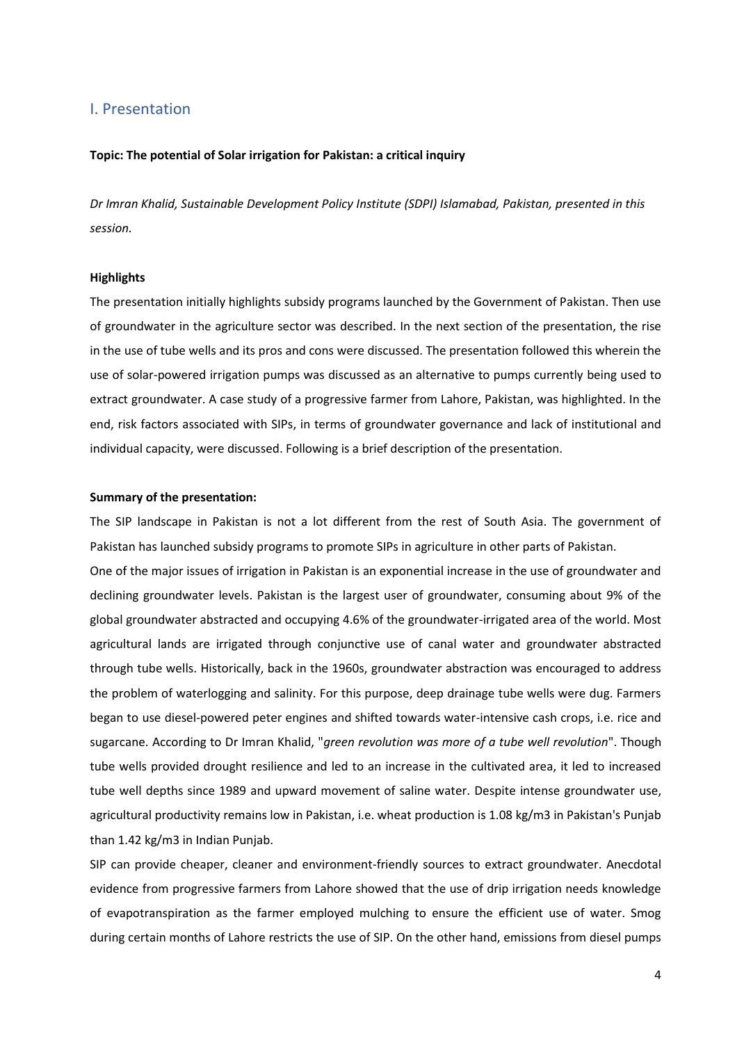## I. Presentation

**Topic: The potential of Solar irrigation for Pakistan: a critical inquiry**

*Dr Imran Khalid, Sustainable Development Policy Institute (SDPI) Islamabad, Pakistan, presented in this session.*

**Highlights**

The presentation initially highlights subsidy programs launched by the Government of Pakistan. Then use of groundwater in the agriculture sector was described. In the next section of the presentation, the rise in the use of tube wells and its pros and cons were discussed. The presentation followed this wherein the use of solar-powered irrigation pumps was discussed as an alternative to pumps currently being used to extract groundwater. A case study of a progressive farmer from Lahore, Pakistan, was highlighted. In the end, risk factors associated with SIPs, in terms of groundwater governance and lack of institutional and individual capacity, were discussed. Following is a brief description of the presentation.

**Summary of the presentation:**

The SIP landscape in Pakistan is not a lot different from the rest of South Asia. The government of Pakistan has launched subsidy programs to promote SIPs in agriculture in other parts of Pakistan.

One of the major issues of irrigation in Pakistan is an exponential increase in the use of groundwater and declining groundwater levels. Pakistan is the largest user of groundwater, consuming about 9% of the global groundwater abstracted and occupying 4.6% of the groundwater-irrigated area of the world. Most agricultural lands are irrigated through conjunctive use of canal water and groundwater abstracted through tube wells. Historically, back in the 1960s, groundwater abstraction was encouraged to address the problem of waterlogging and salinity. For this purpose, deep drainage tube wells were dug. Farmers began to use diesel-powered peter engines and shifted towards water-intensive cash crops, i.e. rice and sugarcane. According to Dr Imran Khalid, "*green revolution was more of a tube well revolution*". Though tube wells provided drought resilience and led to an increase in the cultivated area, it led to increased tube well depths since 1989 and upward movement of saline water. Despite intense groundwater use, agricultural productivity remains low in Pakistan, i.e. wheat production is 1.08 kg/m3 in Pakistan's Punjab than 1.42 kg/m3 in Indian Punjab.

SIP can provide cheaper, cleaner and environment-friendly sources to extract groundwater. Anecdotal evidence from progressive farmers from Lahore showed that the use of drip irrigation needs knowledge of evapotranspiration as the farmer employed mulching to ensure the efficient use of water. Smog during certain months of Lahore restricts the use of SIP. On the other hand, emissions from diesel pumps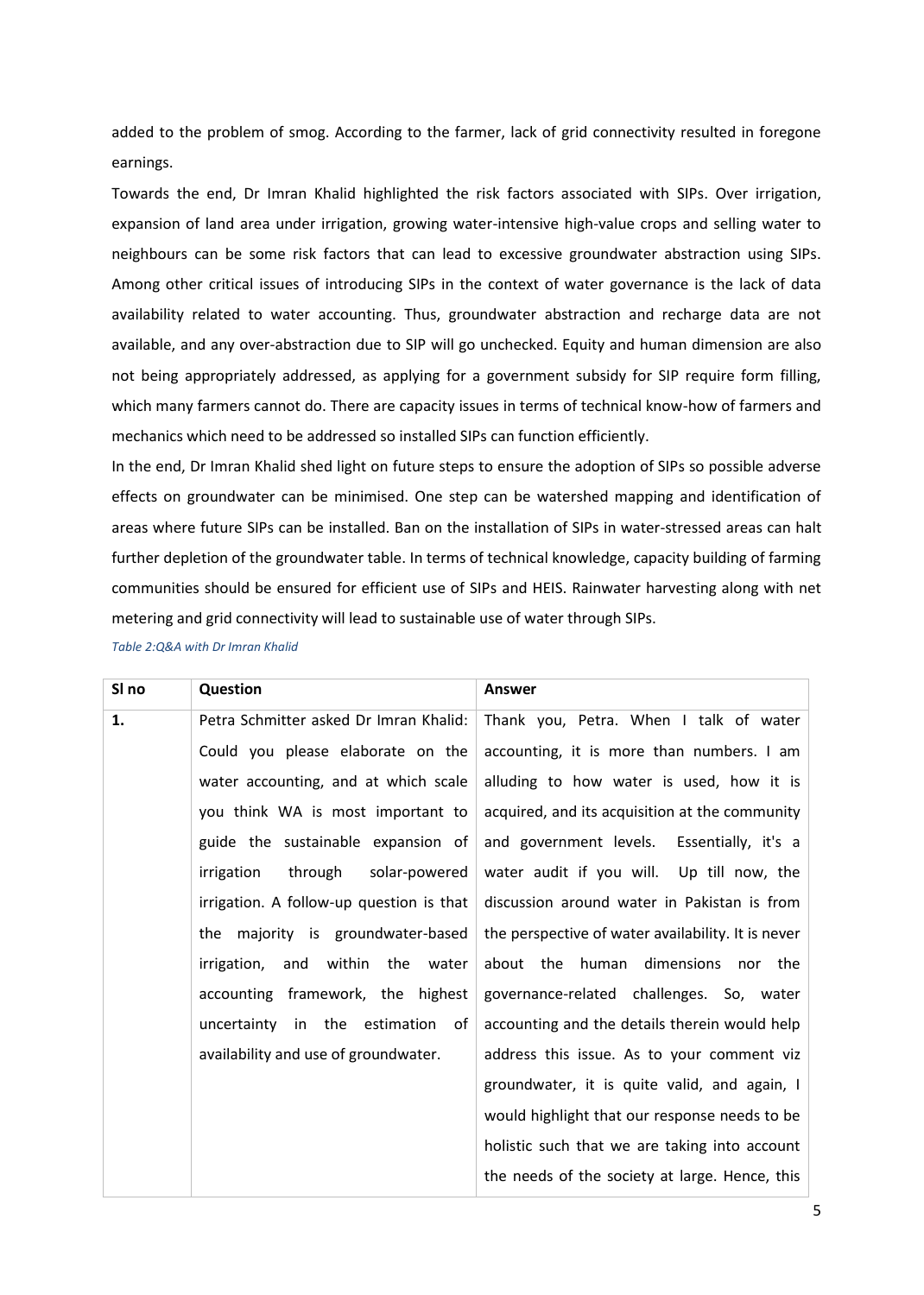added to the problem of smog. According to the farmer, lack of grid connectivity resulted in foregone earnings.

Towards the end, Dr Imran Khalid highlighted the risk factors associated with SIPs. Over irrigation, expansion of land area under irrigation, growing water-intensive high-value crops and selling water to neighbours can be some risk factors that can lead to excessive groundwater abstraction using SIPs. Among other critical issues of introducing SIPs in the context of water governance is the lack of data availability related to water accounting. Thus, groundwater abstraction and recharge data are not available, and any over-abstraction due to SIP will go unchecked. Equity and human dimension are also not being appropriately addressed, as applying for a government subsidy for SIP require form filling, which many farmers cannot do. There are capacity issues in terms of technical know-how of farmers and mechanics which need to be addressed so installed SIPs can function efficiently.

In the end, Dr Imran Khalid shed light on future steps to ensure the adoption of SIPs so possible adverse effects on groundwater can be minimised. One step can be watershed mapping and identification of areas where future SIPs can be installed. Ban on the installation of SIPs in water-stressed areas can halt further depletion of the groundwater table. In terms of technical knowledge, capacity building of farming communities should be ensured for efficient use of SIPs and HEIS. Rainwater harvesting along with net metering and grid connectivity will lead to sustainable use of water through SIPs.

*Table 2:Q&A with Dr Imran Khalid*

| Sl no | Question | Answer |
|---|---|---|
| **1.** | Petra Schmitter asked Dr Imran Khalid: Could you please elaborate on the water accounting, and at which scale you think WA is most important to guide the sustainable expansion of irrigation through solar-powered irrigation. A follow-up question is that the majority is groundwater-based irrigation, and within the water accounting framework, the highest uncertainty in the estimation of availability and use of groundwater. | Thank you, Petra. When I talk of water accounting, it is more than numbers. I am alluding to how water is used, how it is acquired, and its acquisition at the community and government levels. Essentially, it's a water audit if you will. Up till now, the discussion around water in Pakistan is from the perspective of water availability. It is never about the human dimensions nor the governance-related challenges. So, water accounting and the details therein would help address this issue. As to your comment viz groundwater, it is quite valid, and again, I would highlight that our response needs to be holistic such that we are taking into account the needs of the society at large. Hence, this |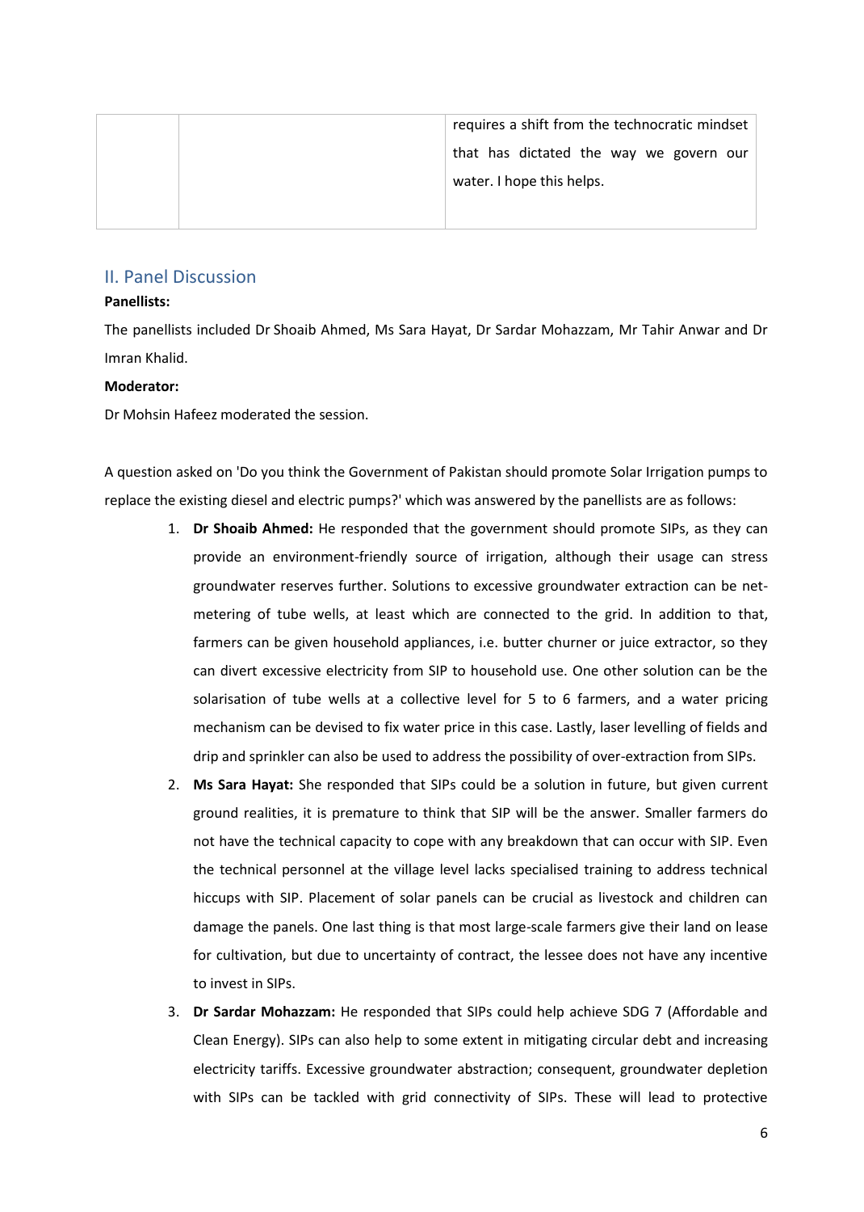|  |  | requires a shift from the technocratic mindset that has dictated the way we govern our water. I hope this helps. |
| --- | --- | --- |

## II. Panel Discussion

**Panellists:**

The panellists included Dr Shoaib Ahmed, Ms Sara Hayat, Dr Sardar Mohazzam, Mr Tahir Anwar and Dr Imran Khalid.

**Moderator:**

Dr Mohsin Hafeez moderated the session.

A question asked on 'Do you think the Government of Pakistan should promote Solar Irrigation pumps to replace the existing diesel and electric pumps?' which was answered by the panellists are as follows:

1. **Dr Shoaib Ahmed:** He responded that the government should promote SIPs, as they can provide an environment-friendly source of irrigation, although their usage can stress groundwater reserves further. Solutions to excessive groundwater extraction can be net-metering of tube wells, at least which are connected to the grid. In addition to that, farmers can be given household appliances, i.e. butter churner or juice extractor, so they can divert excessive electricity from SIP to household use. One other solution can be the solarisation of tube wells at a collective level for 5 to 6 farmers, and a water pricing mechanism can be devised to fix water price in this case. Lastly, laser levelling of fields and drip and sprinkler can also be used to address the possibility of over-extraction from SIPs.
2. **Ms Sara Hayat:** She responded that SIPs could be a solution in future, but given current ground realities, it is premature to think that SIP will be the answer. Smaller farmers do not have the technical capacity to cope with any breakdown that can occur with SIP. Even the technical personnel at the village level lacks specialised training to address technical hiccups with SIP. Placement of solar panels can be crucial as livestock and children can damage the panels. One last thing is that most large-scale farmers give their land on lease for cultivation, but due to uncertainty of contract, the lessee does not have any incentive to invest in SIPs.
3. **Dr Sardar Mohazzam:** He responded that SIPs could help achieve SDG 7 (Affordable and Clean Energy). SIPs can also help to some extent in mitigating circular debt and increasing electricity tariffs. Excessive groundwater abstraction; consequent, groundwater depletion with SIPs can be tackled with grid connectivity of SIPs. These will lead to protective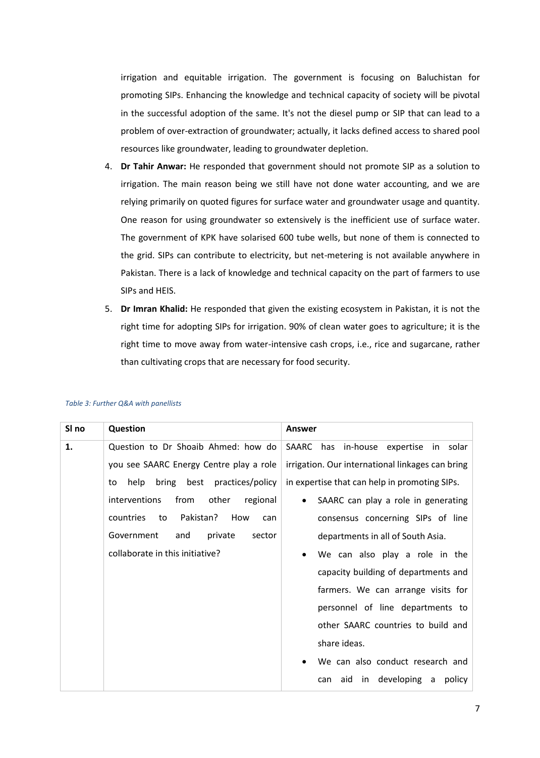irrigation and equitable irrigation. The government is focusing on Baluchistan for promoting SIPs. Enhancing the knowledge and technical capacity of society will be pivotal in the successful adoption of the same. It's not the diesel pump or SIP that can lead to a problem of over-extraction of groundwater; actually, it lacks defined access to shared pool resources like groundwater, leading to groundwater depletion.

4. **Dr Tahir Anwar:** He responded that government should not promote SIP as a solution to irrigation. The main reason being we still have not done water accounting, and we are relying primarily on quoted figures for surface water and groundwater usage and quantity. One reason for using groundwater so extensively is the inefficient use of surface water. The government of KPK have solarised 600 tube wells, but none of them is connected to the grid. SIPs can contribute to electricity, but net-metering is not available anywhere in Pakistan. There is a lack of knowledge and technical capacity on the part of farmers to use SIPs and HEIS.
5. **Dr Imran Khalid:** He responded that given the existing ecosystem in Pakistan, it is not the right time for adopting SIPs for irrigation. 90% of clean water goes to agriculture; it is the right time to move away from water-intensive cash crops, i.e., rice and sugarcane, rather than cultivating crops that are necessary for food security.

*Table 3: Further Q&A with panellists*

| Sl no | Question | Answer |
|---|---|---|
| **1.** | Question to Dr Shoaib Ahmed: how do you see SAARC Energy Centre play a role to help bring best practices/policy interventions from other regional countries to Pakistan? How can Government and private sector collaborate in this initiative? | SAARC has in-house expertise in solar irrigation. Our international linkages can bring in expertise that can help in promoting SIPs.<br>• SAARC can play a role in generating consensus concerning SIPs of line departments in all of South Asia.<br>• We can also play a role in the capacity building of departments and farmers. We can arrange visits for personnel of line departments to other SAARC countries to build and share ideas.<br>• We can also conduct research and can aid in developing a policy |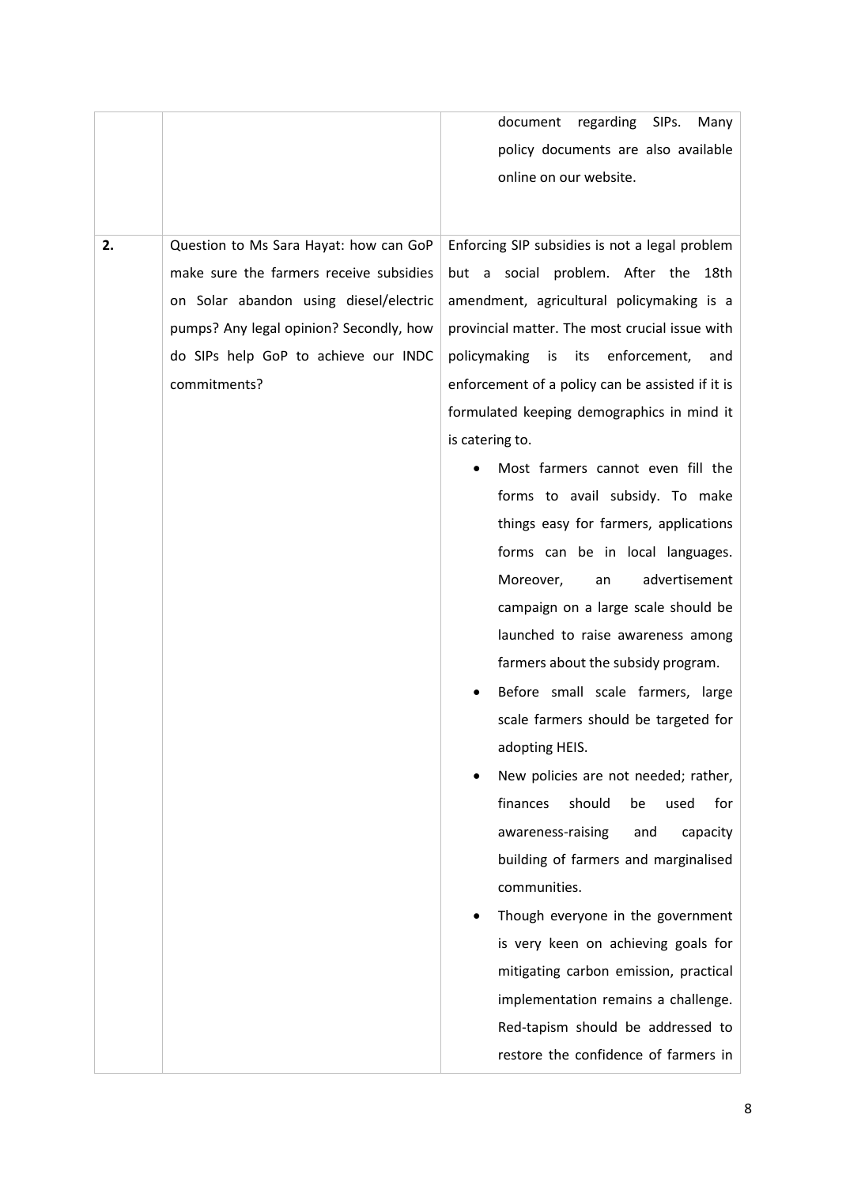| | | |
|---|---|---|
| | | document regarding SIPs. Many policy documents are also available online on our website. |
| **2.** | Question to Ms Sara Hayat: how can GoP make sure the farmers receive subsidies on Solar abandon using diesel/electric pumps? Any legal opinion? Secondly, how do SIPs help GoP to achieve our INDC commitments? | Enforcing SIP subsidies is not a legal problem but a social problem. After the 18th amendment, agricultural policymaking is a provincial matter. The most crucial issue with policymaking is its enforcement, and enforcement of a policy can be assisted if it is formulated keeping demographics in mind it is catering to. <br>• Most farmers cannot even fill the forms to avail subsidy. To make things easy for farmers, applications forms can be in local languages. Moreover, an advertisement campaign on a large scale should be launched to raise awareness among farmers about the subsidy program. <br>• Before small scale farmers, large scale farmers should be targeted for adopting HEIS. <br>• New policies are not needed; rather, finances should be used for awareness-raising and capacity building of farmers and marginalised communities. <br>• Though everyone in the government is very keen on achieving goals for mitigating carbon emission, practical implementation remains a challenge. Red-tapism should be addressed to restore the confidence of farmers in |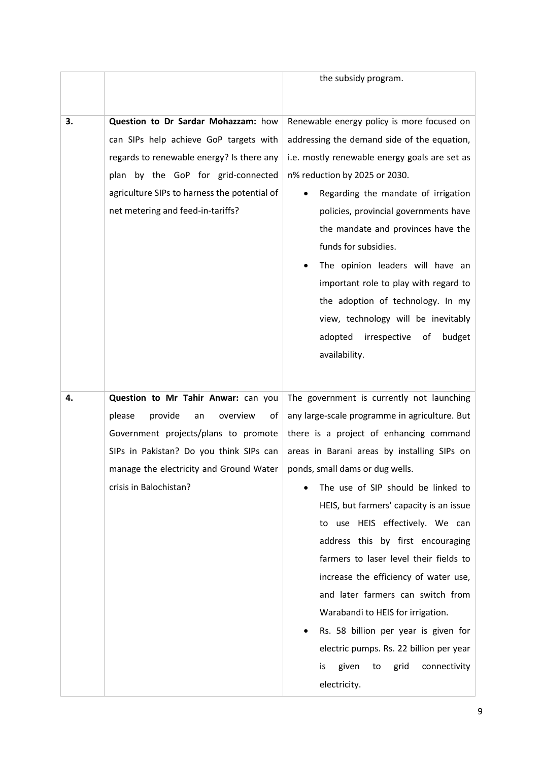| | | |
|---|---|---|
| | | the subsidy program. |
| 3. | **Question to Dr Sardar Mohazzam:** how can SIPs help achieve GoP targets with regards to renewable energy? Is there any plan by the GoP for grid-connected agriculture SIPs to harness the potential of net metering and feed-in-tariffs? | Renewable energy policy is more focused on addressing the demand side of the equation, i.e. mostly renewable energy goals are set as n% reduction by 2025 or 2030.<br>• Regarding the mandate of irrigation policies, provincial governments have the mandate and provinces have the funds for subsidies.<br>• The opinion leaders will have an important role to play with regard to the adoption of technology. In my view, technology will be inevitably adopted irrespective of budget availability. |
| 4. | **Question to Mr Tahir Anwar:** can you please provide an overview of Government projects/plans to promote SIPs in Pakistan? Do you think SIPs can manage the electricity and Ground Water crisis in Balochistan? | The government is currently not launching any large-scale programme in agriculture. But there is a project of enhancing command areas in Barani areas by installing SIPs on ponds, small dams or dug wells.<br>• The use of SIP should be linked to HEIS, but farmers' capacity is an issue to use HEIS effectively. We can address this by first encouraging farmers to laser level their fields to increase the efficiency of water use, and later farmers can switch from Warabandi to HEIS for irrigation.<br>• Rs. 58 billion per year is given for electric pumps. Rs. 22 billion per year is given to grid connectivity electricity. |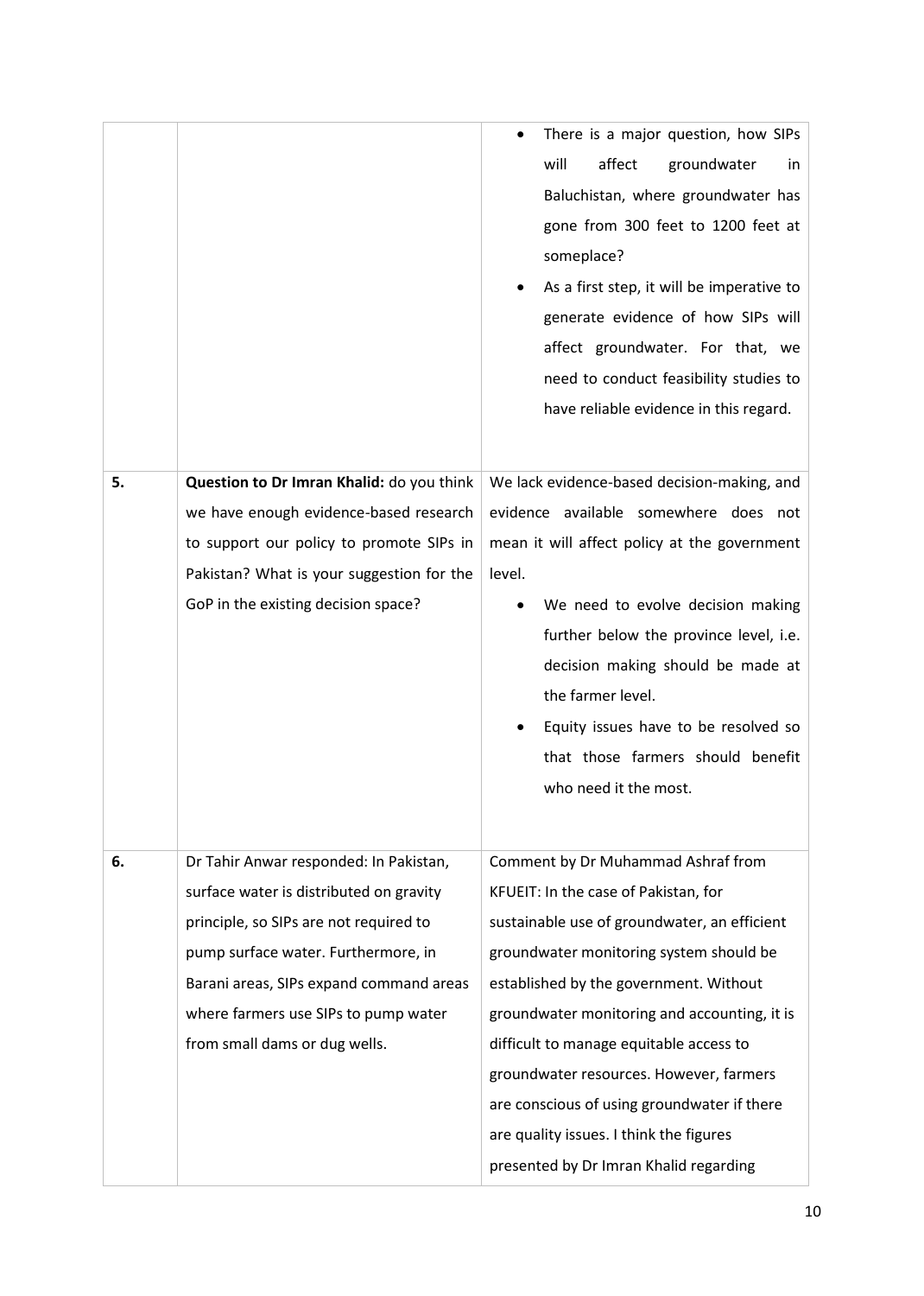| | | |
|---|---|---|
| | | <ul><li>There is a major question, how SIPs will affect groundwater in Baluchistan, where groundwater has gone from 300 feet to 1200 feet at someplace?</li><li>As a first step, it will be imperative to generate evidence of how SIPs will affect groundwater. For that, we need to conduct feasibility studies to have reliable evidence in this regard.</li></ul> |
| **5.** | **Question to Dr Imran Khalid:** do you think we have enough evidence-based research to support our policy to promote SIPs in Pakistan? What is your suggestion for the GoP in the existing decision space? | We lack evidence-based decision-making, and evidence available somewhere does not mean it will affect policy at the government level.<ul><li>We need to evolve decision making further below the province level, i.e. decision making should be made at the farmer level.</li><li>Equity issues have to be resolved so that those farmers should benefit who need it the most.</li></ul> |
| **6.** | Dr Tahir Anwar responded: In Pakistan, surface water is distributed on gravity principle, so SIPs are not required to pump surface water. Furthermore, in Barani areas, SIPs expand command areas where farmers use SIPs to pump water from small dams or dug wells. | Comment by Dr Muhammad Ashraf from KFUEIT: In the case of Pakistan, for sustainable use of groundwater, an efficient groundwater monitoring system should be established by the government. Without groundwater monitoring and accounting, it is difficult to manage equitable access to groundwater resources. However, farmers are conscious of using groundwater if there are quality issues. I think the figures presented by Dr Imran Khalid regarding |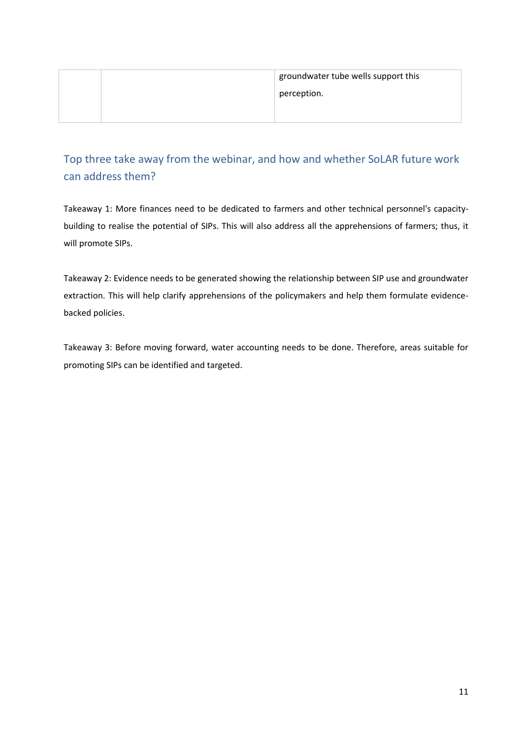|  |  | groundwater tube wells support this perception. |
|---|---|---|

## Top three take away from the webinar, and how and whether SoLAR future work can address them?

Takeaway 1: More finances need to be dedicated to farmers and other technical personnel's capacity-building to realise the potential of SIPs. This will also address all the apprehensions of farmers; thus, it will promote SIPs.

Takeaway 2: Evidence needs to be generated showing the relationship between SIP use and groundwater extraction. This will help clarify apprehensions of the policymakers and help them formulate evidence-backed policies.

Takeaway 3: Before moving forward, water accounting needs to be done. Therefore, areas suitable for promoting SIPs can be identified and targeted.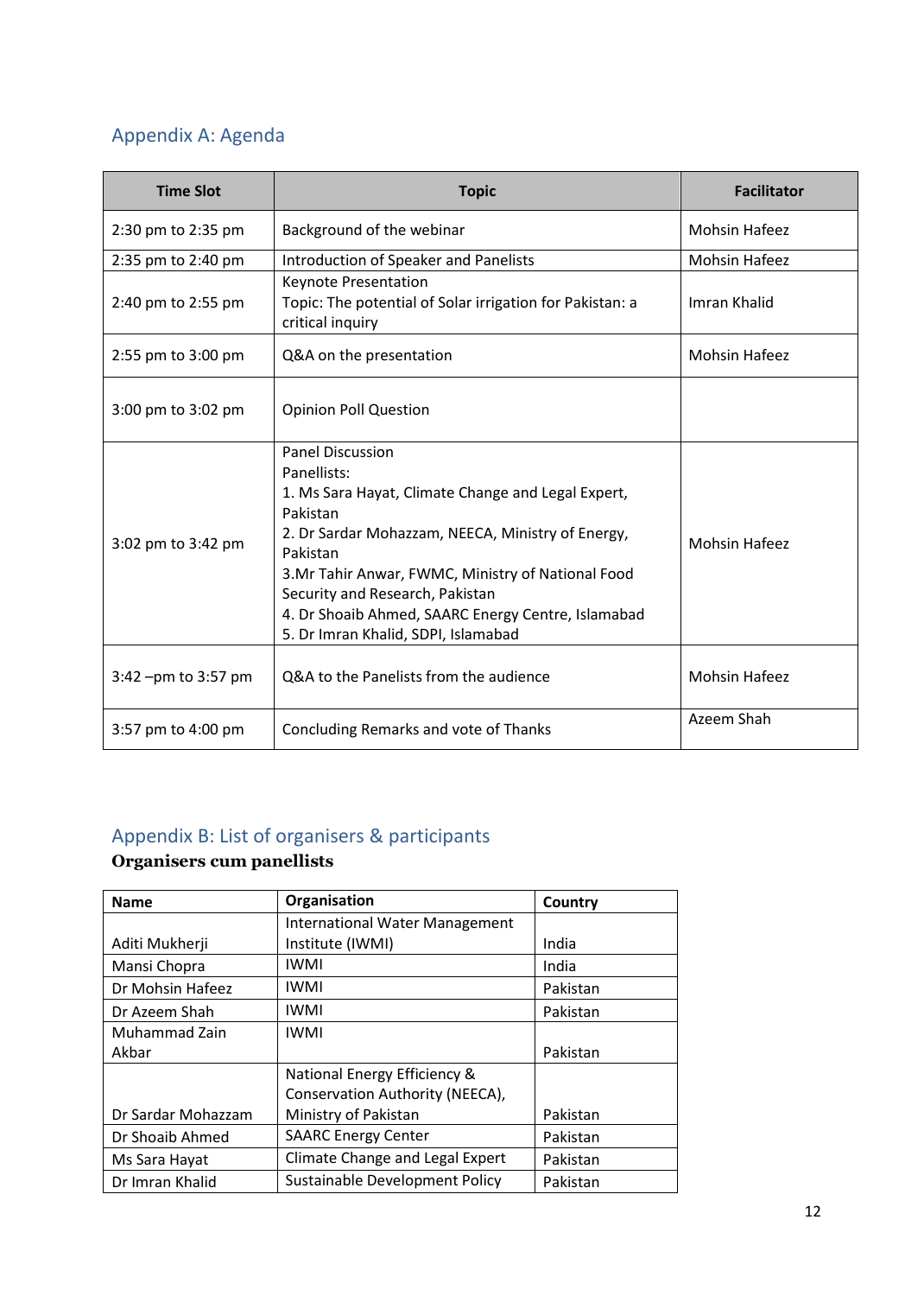## Appendix A: Agenda

| Time Slot | Topic | Facilitator |
|---|---|---|
| 2:30 pm to 2:35 pm | Background of the webinar | Mohsin Hafeez |
| 2:35 pm to 2:40 pm | Introduction of Speaker and Panelists | Mohsin Hafeez |
| 2:40 pm to 2:55 pm | Keynote Presentation<br>Topic: The potential of Solar irrigation for Pakistan: a critical inquiry | Imran Khalid |
| 2:55 pm to 3:00 pm | Q&A on the presentation | Mohsin Hafeez |
| 3:00 pm to 3:02 pm | Opinion Poll Question | |
| 3:02 pm to 3:42 pm | Panel Discussion<br>Panellists:<br>1. Ms Sara Hayat, Climate Change and Legal Expert, Pakistan<br>2. Dr Sardar Mohazzam, NEECA, Ministry of Energy, Pakistan<br>3.Mr Tahir Anwar, FWMC, Ministry of National Food Security and Research, Pakistan<br>4. Dr Shoaib Ahmed, SAARC Energy Centre, Islamabad<br>5. Dr Imran Khalid, SDPI, Islamabad | Mohsin Hafeez |
| 3:42 –pm to 3:57 pm | Q&A to the Panelists from the audience | Mohsin Hafeez |
| 3:57 pm to 4:00 pm | Concluding Remarks and vote of Thanks | Azeem Shah |

## Appendix B: List of organisers & participants

**Organisers cum panellists**

| Name | Organisation | Country |
|---|---|---|
| Aditi Mukherji | International Water Management Institute (IWMI) | India |
| Mansi Chopra | IWMI | India |
| Dr Mohsin Hafeez | IWMI | Pakistan |
| Dr Azeem Shah | IWMI | Pakistan |
| Muhammad Zain Akbar | IWMI | Pakistan |
| Dr Sardar Mohazzam | National Energy Efficiency & Conservation Authority (NEECA), Ministry of Pakistan | Pakistan |
| Dr Shoaib Ahmed | SAARC Energy Center | Pakistan |
| Ms Sara Hayat | Climate Change and Legal Expert | Pakistan |
| Dr Imran Khalid | Sustainable Development Policy | Pakistan |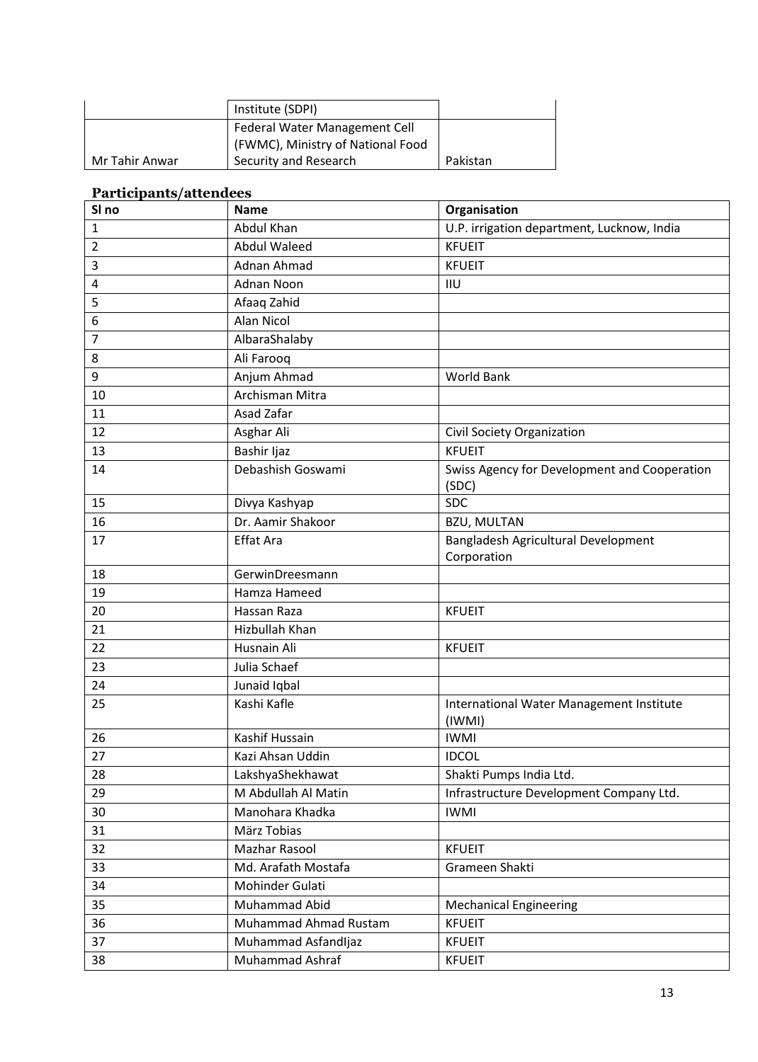| | Institute (SDPI) | |
|---|---|---|
| Mr Tahir Anwar | Federal Water Management Cell (FWMC), Ministry of National Food Security and Research | Pakistan |

**Participants/attendees**

| Sl no | Name | Organisation |
|---|---|---|
| 1 | Abdul Khan | U.P. irrigation department, Lucknow, India |
| 2 | Abdul Waleed | KFUEIT |
| 3 | Adnan Ahmad | KFUEIT |
| 4 | Adnan Noon | IIU |
| 5 | Afaaq Zahid | |
| 6 | Alan Nicol | |
| 7 | AlbaraShalaby | |
| 8 | Ali Farooq | |
| 9 | Anjum Ahmad | World Bank |
| 10 | Archisman Mitra | |
| 11 | Asad Zafar | |
| 12 | Asghar Ali | Civil Society Organization |
| 13 | Bashir Ijaz | KFUEIT |
| 14 | Debashish Goswami | Swiss Agency for Development and Cooperation (SDC) |
| 15 | Divya Kashyap | SDC |
| 16 | Dr. Aamir Shakoor | BZU, MULTAN |
| 17 | Effat Ara | Bangladesh Agricultural Development Corporation |
| 18 | GerwinDreesmann | |
| 19 | Hamza Hameed | |
| 20 | Hassan Raza | KFUEIT |
| 21 | Hizbullah Khan | |
| 22 | Husnain Ali | KFUEIT |
| 23 | Julia Schaef | |
| 24 | Junaid Iqbal | |
| 25 | Kashi Kafle | International Water Management Institute (IWMI) |
| 26 | Kashif Hussain | IWMI |
| 27 | Kazi Ahsan Uddin | IDCOL |
| 28 | LakshyaShekhawat | Shakti Pumps India Ltd. |
| 29 | M Abdullah Al Matin | Infrastructure Development Company Ltd. |
| 30 | Manohara Khadka | IWMI |
| 31 | März Tobias | |
| 32 | Mazhar Rasool | KFUEIT |
| 33 | Md. Arafath Mostafa | Grameen Shakti |
| 34 | Mohinder Gulati | |
| 35 | Muhammad Abid | Mechanical Engineering |
| 36 | Muhammad Ahmad Rustam | KFUEIT |
| 37 | Muhammad AsfandIjaz | KFUEIT |
| 38 | Muhammad Ashraf | KFUEIT |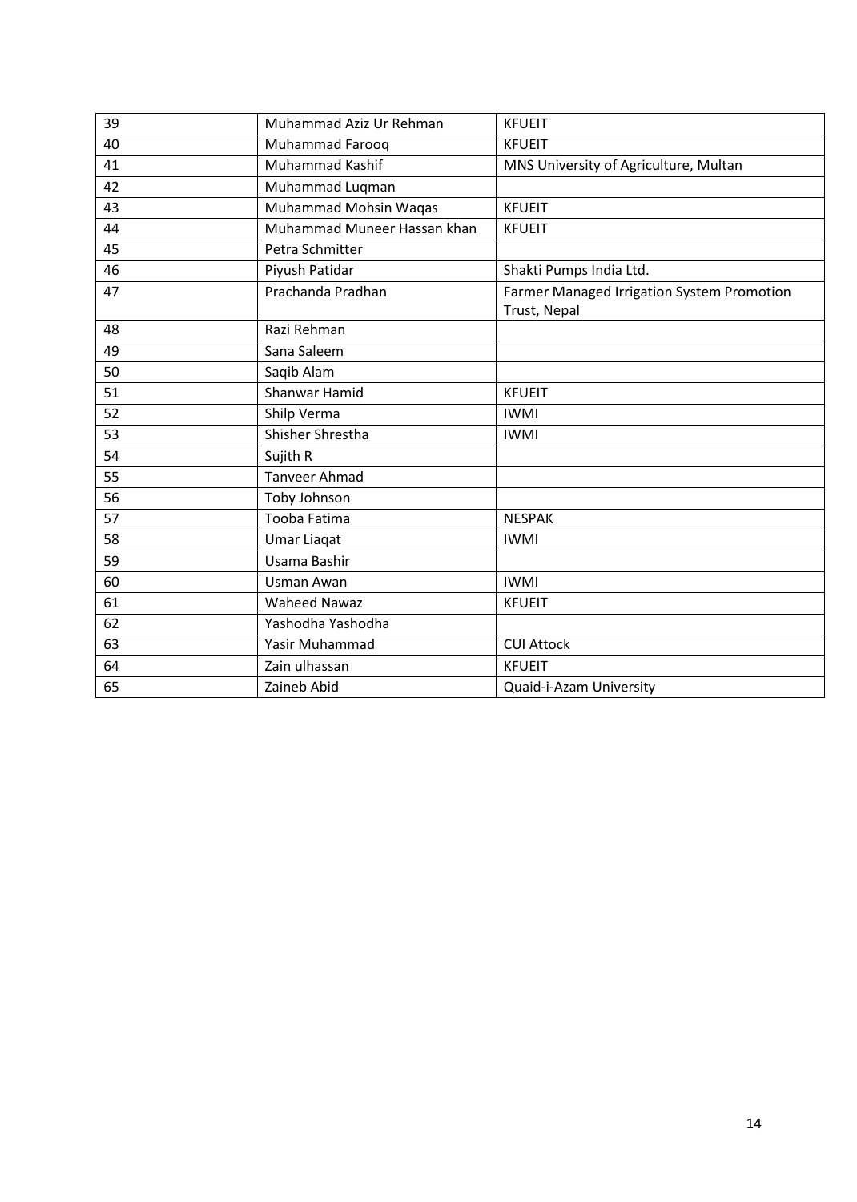| 39 | Muhammad Aziz Ur Rehman | KFUEIT |
|---|---|---|
| 40 | Muhammad Farooq | KFUEIT |
| 41 | Muhammad Kashif | MNS University of Agriculture, Multan |
| 42 | Muhammad Luqman | |
| 43 | Muhammad Mohsin Waqas | KFUEIT |
| 44 | Muhammad Muneer Hassan khan | KFUEIT |
| 45 | Petra Schmitter | |
| 46 | Piyush Patidar | Shakti Pumps India Ltd. |
| 47 | Prachanda Pradhan | Farmer Managed Irrigation System Promotion Trust, Nepal |
| 48 | Razi Rehman | |
| 49 | Sana Saleem | |
| 50 | Saqib Alam | |
| 51 | Shanwar Hamid | KFUEIT |
| 52 | Shilp Verma | IWMI |
| 53 | Shisher Shrestha | IWMI |
| 54 | Sujith R | |
| 55 | Tanveer Ahmad | |
| 56 | Toby Johnson | |
| 57 | Tooba Fatima | NESPAK |
| 58 | Umar Liaqat | IWMI |
| 59 | Usama Bashir | |
| 60 | Usman Awan | IWMI |
| 61 | Waheed Nawaz | KFUEIT |
| 62 | Yashodha Yashodha | |
| 63 | Yasir Muhammad | CUI Attock |
| 64 | Zain ulhassan | KFUEIT |
| 65 | Zaineb Abid | Quaid-i-Azam University |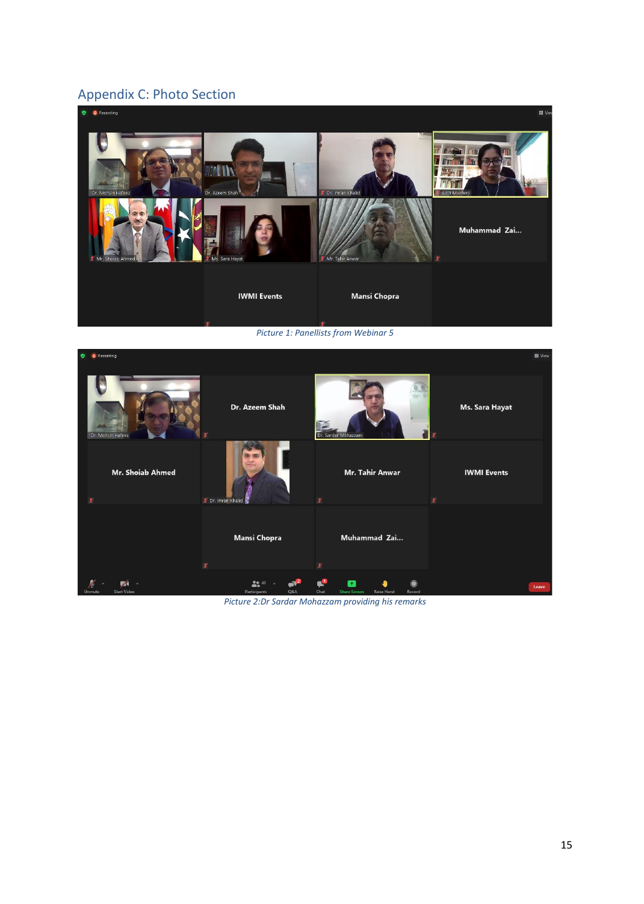## Appendix C: Photo Section

*Picture 1: Panellists from Webinar 5*

*Picture 2:Dr Sardar Mohazzam providing his remarks*